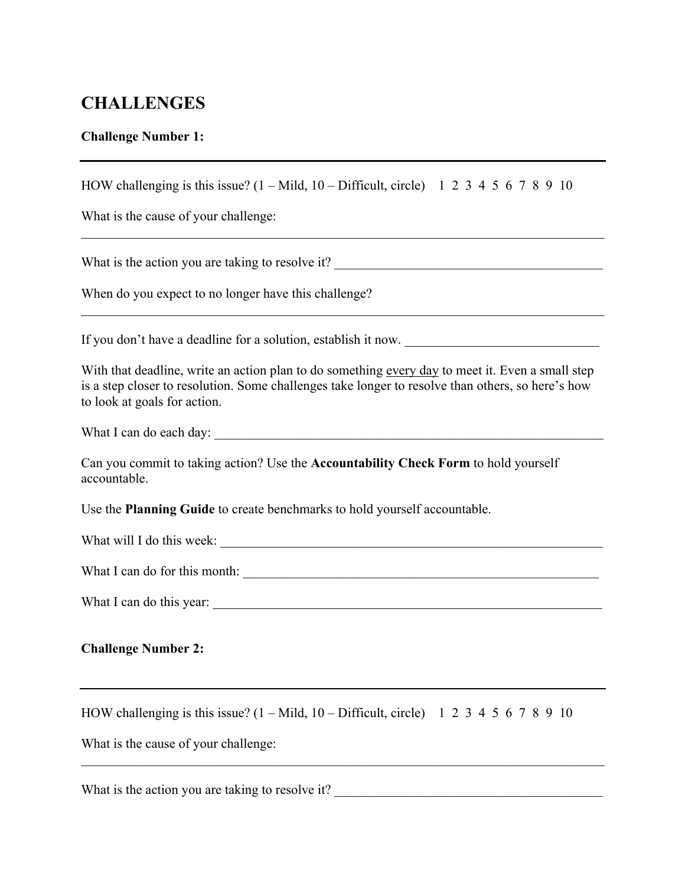# CHALLENGES

**Challenge Number 1:**

---

HOW challenging is this issue? (1 – Mild, 10 – Difficult, circle)    1  2  3  4  5  6  7  8  9  10

What is the cause of your challenge:
______________________________________________________________________________

What is the action you are taking to resolve it? _________________________________________

When do you expect to no longer have this challenge?
______________________________________________________________________________

If you don't have a deadline for a solution, establish it now. _____________________________

With that deadline, write an action plan to do something every day to meet it. Even a small step is a step closer to resolution. Some challenges take longer to resolve than others, so here's how to look at goals for action.

What I can do each day: ______________________________________________________________

Can you commit to taking action? Use the **Accountability Check Form** to hold yourself accountable.

Use the **Planning Guide** to create benchmarks to hold yourself accountable.

What will I do this week: _____________________________________________________________

What I can do for this month: _________________________________________________________

What I can do this year: ______________________________________________________________

**Challenge Number 2:**

---

HOW challenging is this issue? (1 – Mild, 10 – Difficult, circle)    1  2  3  4  5  6  7  8  9  10

What is the cause of your challenge:
______________________________________________________________________________

What is the action you are taking to resolve it? _________________________________________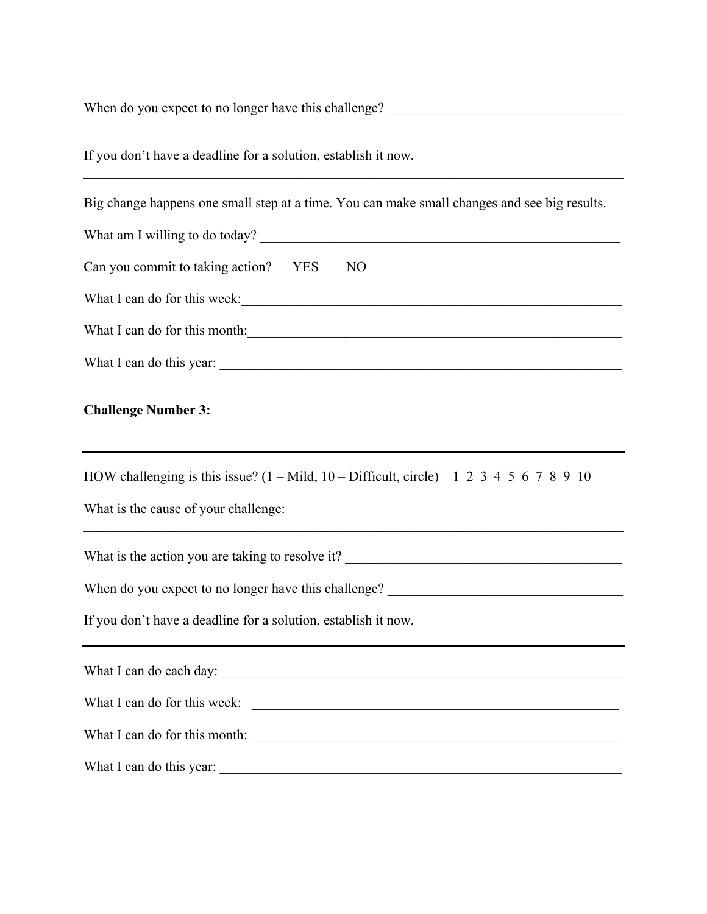When do you expect to no longer have this challenge? ___________________________________

If you don't have a deadline for a solution, establish it now.

___

Big change happens one small step at a time. You can make small changes and see big results.

What am I willing to do today? _______________________________________________________

Can you commit to taking action? YES NO

What I can do for this week:_________________________________________________________

What I can do for this month:________________________________________________________

What I can do this year: ____________________________________________________________

**Challenge Number 3:**

___

HOW challenging is this issue? (1 – Mild, 10 – Difficult, circle) 1 2 3 4 5 6 7 8 9 10

What is the cause of your challenge:

___

What is the action you are taking to resolve it? _________________________________________

When do you expect to no longer have this challenge? ___________________________________

If you don't have a deadline for a solution, establish it now.

___

What I can do each day: ____________________________________________________________

What I can do for this week: _________________________________________________________

What I can do for this month: ________________________________________________________

What I can do this year: ____________________________________________________________